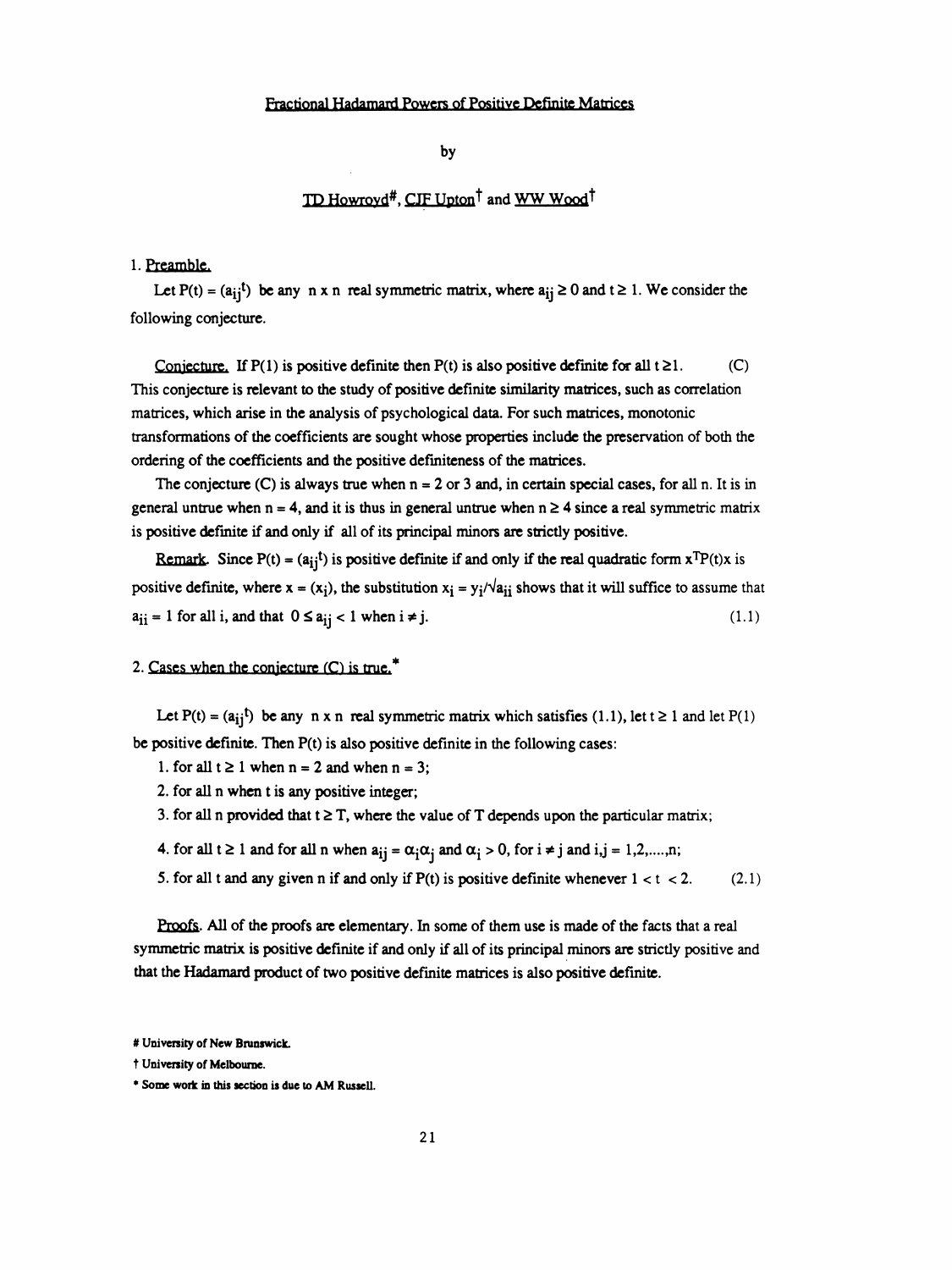# Fractional Hadamard Powers of Positive Definite Matrices

by

TD Howroyd[#], CJF Upton[†] and WW Wood[†]

## 1. Preamble.

Let $P(t) = (a_{ij}{}^t)$ be any n x n real symmetric matrix, where $a_{ij} \geq 0$ and $t \geq 1$. We consider the following conjecture.

Conjecture. If P(1) is positive definite then P(t) is also positive definite for all $t \geq 1$. (C)

This conjecture is relevant to the study of positive definite similarity matrices, such as correlation matrices, which arise in the analysis of psychological data. For such matrices, monotonic transformations of the coefficients are sought whose properties include the preservation of both the ordering of the coefficients and the positive definiteness of the matrices.

The conjecture (C) is always true when n = 2 or 3 and, in certain special cases, for all n. It is in general untrue when n = 4, and it is thus in general untrue when $n \geq 4$ since a real symmetric matrix is positive definite if and only if all of its principal minors are strictly positive.

Remark. Since $P(t) = (a_{ij}{}^t)$ is positive definite if and only if the real quadratic form $x^T P(t) x$ is positive definite, where $x = (x_i)$, the substitution $x_i = y_i/\sqrt{a_{ii}}$ shows that it will suffice to assume that $a_{ii} = 1$ for all i, and that $0 \leq a_{ij} < 1$ when $i \neq j$. (1.1)

## 2. Cases when the conjecture (C) is true.*

Let $P(t) = (a_{ij}{}^t)$ be any n x n real symmetric matrix which satisfies (1.1), let $t \geq 1$ and let P(1) be positive definite. Then P(t) is also positive definite in the following cases:

1. for all $t \geq 1$ when n = 2 and when n = 3;
2. for all n when t is any positive integer;
3. for all n provided that $t \geq T$, where the value of T depends upon the particular matrix;
4. for all $t \geq 1$ and for all n when $a_{ij} = \alpha_i \alpha_j$ and $\alpha_i > 0$, for $i \neq j$ and i,j = 1,2,....,n;
5. for all t and any given n if and only if P(t) is positive definite whenever $1 < t < 2$. (2.1)

Proofs. All of the proofs are elementary. In some of them use is made of the facts that a real symmetric matrix is positive definite if and only if all of its principal minors are strictly positive and that the Hadamard product of two positive definite matrices is also positive definite.

[#] University of New Brunswick.

[†] University of Melbourne.

\* Some work in this section is due to AM Russell.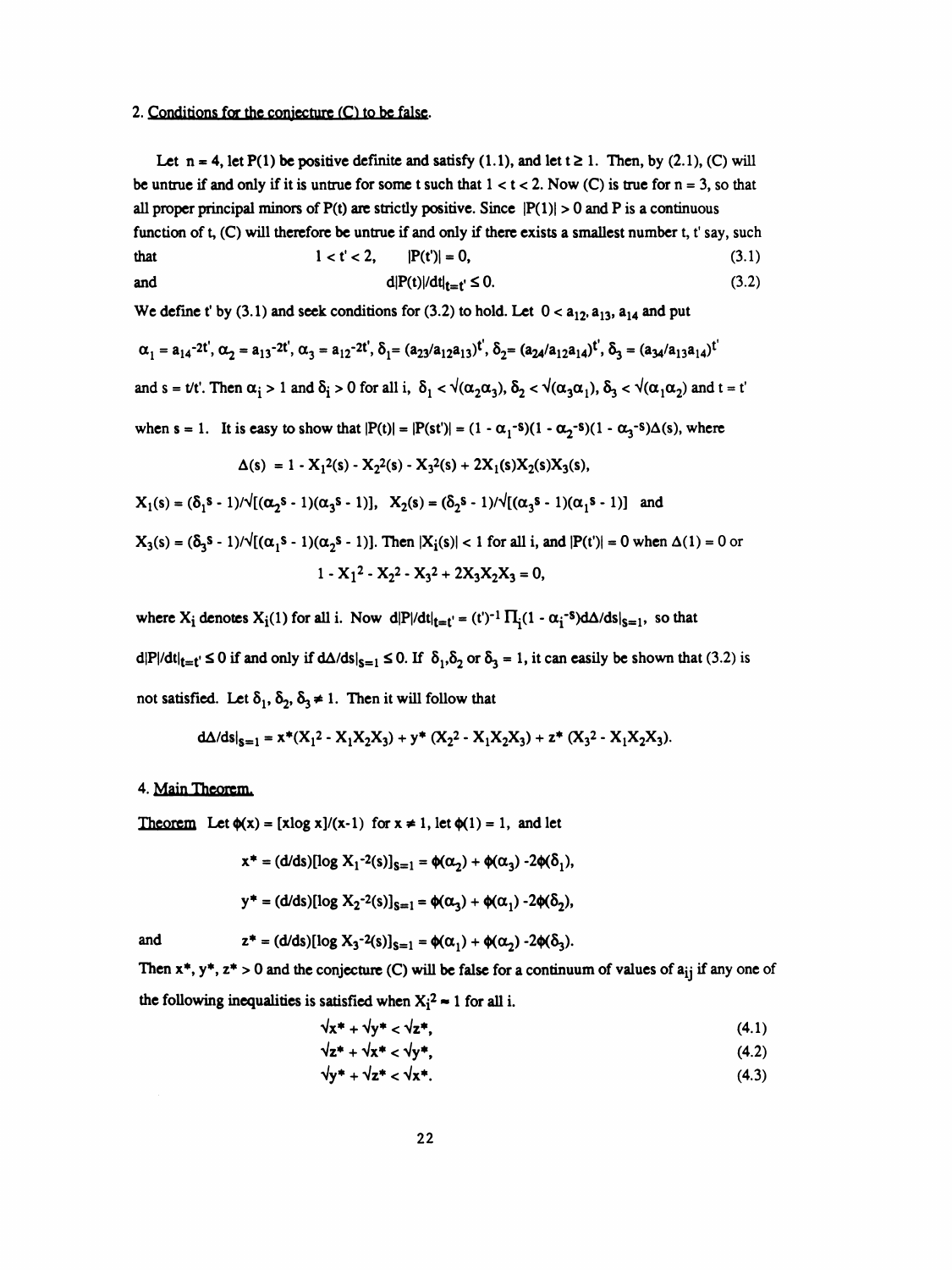2. Conditions for the conjecture (C) to be false.

Let $n = 4$, let $P(1)$ be positive definite and satisfy (1.1), and let $t \geq 1$. Then, by (2.1), (C) will be untrue if and only if it is untrue for some t such that $1 < t < 2$. Now (C) is true for $n = 3$, so that all proper principal minors of $P(t)$ are strictly positive. Since $|P(1)| > 0$ and P is a continuous function of t, (C) will therefore be untrue if and only if there exists a smallest number t, t' say, such that

$$1 < t' < 2, \qquad |P(t')| = 0, \tag{3.1}$$

and

$$d|P(t)|/dt|_{t=t'} \leq 0. \tag{3.2}$$

We define t' by (3.1) and seek conditions for (3.2) to hold. Let $0 < a_{12}, a_{13}, a_{14}$ and put

$\alpha_1 = a_{14}^{-2t'}$, $\alpha_2 = a_{13}^{-2t'}$, $\alpha_3 = a_{12}^{-2t'}$, $\delta_1 = (a_{23}/a_{12}a_{13})^{t'}$, $\delta_2 = (a_{24}/a_{12}a_{14})^{t'}$, $\delta_3 = (a_{34}/a_{13}a_{14})^{t'}$

and $s = t/t'$. Then $\alpha_i > 1$ and $\delta_i > 0$ for all i, $\delta_1 < \sqrt{(\alpha_2\alpha_3)}$, $\delta_2 < \sqrt{(\alpha_3\alpha_1)}$, $\delta_3 < \sqrt{(\alpha_1\alpha_2)}$ and $t = t'$ when $s = 1$. It is easy to show that $|P(t)| = |P(st')| = (1 - \alpha_1^{-s})(1 - \alpha_2^{-s})(1 - \alpha_3^{-s})\Delta(s)$, where

$$\Delta(s) = 1 - X_1^2(s) - X_2^2(s) - X_3^2(s) + 2X_1(s)X_2(s)X_3(s),$$

$X_1(s) = (\delta_1^s - 1)/\sqrt{[(\alpha_2^s - 1)(\alpha_3^s - 1)]}$, $X_2(s) = (\delta_2^s - 1)/\sqrt{[(\alpha_3^s - 1)(\alpha_1^s - 1)]}$ and

$X_3(s) = (\delta_3^s - 1)/\sqrt{[(\alpha_1^s - 1)(\alpha_2^s - 1)]}$. Then $|X_i(s)| < 1$ for all i, and $|P(t')| = 0$ when $\Delta(1) = 0$ or

$$1 - X_1^2 - X_2^2 - X_3^2 + 2X_3X_2X_3 = 0,$$

where $X_i$ denotes $X_i(1)$ for all i. Now $d|P|/dt|_{t=t'} = (t')^{-1}\prod_i(1 - \alpha_i^{-s})d\Delta/ds|_{s=1}$, so that $d|P|/dt|_{t=t'} \leq 0$ if and only if $d\Delta/ds|_{s=1} \leq 0$. If $\delta_1, \delta_2$ or $\delta_3 = 1$, it can easily be shown that (3.2) is not satisfied. Let $\delta_1, \delta_2, \delta_3 \neq 1$. Then it will follow that

$$d\Delta/ds|_{s=1} = x^*(X_1^2 - X_1X_2X_3) + y^*(X_2^2 - X_1X_2X_3) + z^*(X_3^2 - X_1X_2X_3).$$

4. Main Theorem.

Theorem Let $\phi(x) = [x\log x]/(x-1)$ for $x \neq 1$, let $\phi(1) = 1$, and let

$$x^* = (d/ds)[\log X_1^{-2}(s)]_{s=1} = \phi(\alpha_2) + \phi(\alpha_3) - 2\phi(\delta_1),$$

$$y^* = (d/ds)[\log X_2^{-2}(s)]_{s=1} = \phi(\alpha_3) + \phi(\alpha_1) - 2\phi(\delta_2),$$

and

$$z^* = (d/ds)[\log X_3^{-2}(s)]_{s=1} = \phi(\alpha_1) + \phi(\alpha_2) - 2\phi(\delta_3).$$

Then $x^*, y^*, z^* > 0$ and the conjecture (C) will be false for a continuum of values of $a_{ij}$ if any one of the following inequalities is satisfied when $X_i^2 \approx 1$ for all i.

$$\sqrt{x^*} + \sqrt{y^*} < \sqrt{z^*}, \tag{4.1}$$

$$\sqrt{z^*} + \sqrt{x^*} < \sqrt{y^*}, \tag{4.2}$$

$$\sqrt{y^*} + \sqrt{z^*} < \sqrt{x^*}. \tag{4.3}$$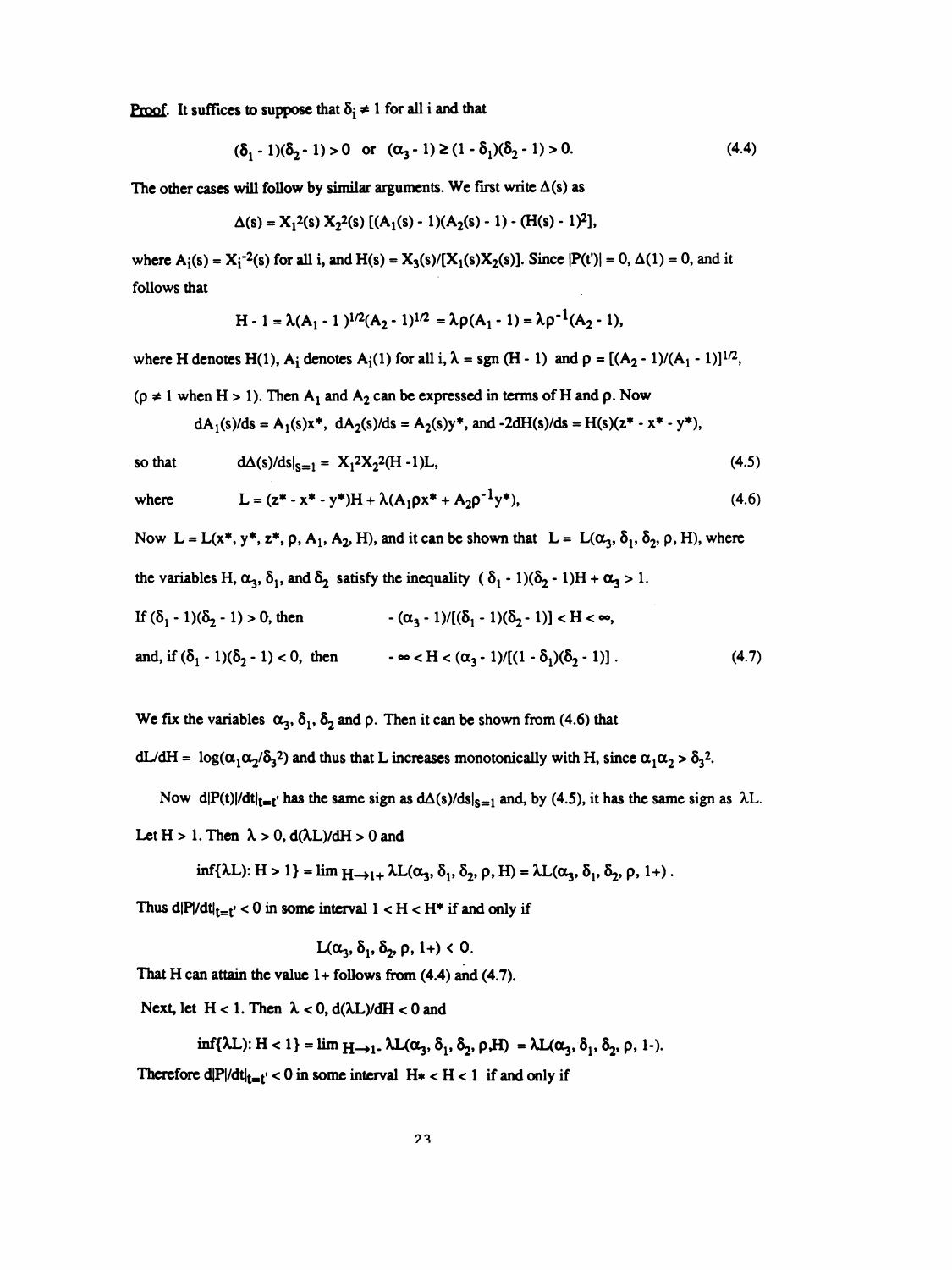**Proof.** It suffices to suppose that $\delta_i \neq 1$ for all i and that

$$(\delta_1 - 1)(\delta_2 - 1) > 0 \quad \text{or} \quad (\alpha_3 - 1) \geq (1 - \delta_1)(\delta_2 - 1) > 0. \tag{4.4}$$

The other cases will follow by similar arguments. We first write $\Delta(s)$ as

$$\Delta(s) = X_1^2(s)\, X_2^2(s)\, [(A_1(s) - 1)(A_2(s) - 1) - (H(s) - 1)^2],$$

where $A_i(s) = X_i^{-2}(s)$ for all i, and $H(s) = X_3(s)/[X_1(s)X_2(s)]$. Since $|P(t')| = 0$, $\Delta(1) = 0$, and it follows that

$$H - 1 = \lambda(A_1 - 1)^{1/2}(A_2 - 1)^{1/2} = \lambda\rho(A_1 - 1) = \lambda\rho^{-1}(A_2 - 1),$$

where H denotes H(1), $A_i$ denotes $A_i(1)$ for all i, $\lambda = \text{sgn}\,(H - 1)$ and $\rho = [(A_2 - 1)/(A_1 - 1)]^{1/2}$, ($\rho \neq 1$ when $H > 1$). Then $A_1$ and $A_2$ can be expressed in terms of H and $\rho$. Now

$$dA_1(s)/ds = A_1(s)x^*, \quad dA_2(s)/ds = A_2(s)y^*, \text{ and } -2dH(s)/ds = H(s)(z^* - x^* - y^*),$$

so that
$$d\Delta(s)/ds|_{s=1} = X_1^2X_2^2(H - 1)L, \tag{4.5}$$

where
$$L = (z^* - x^* - y^*)H + \lambda(A_1\rho x^* + A_2\rho^{-1}y^*), \tag{4.6}$$

Now $L = L(x^*, y^*, z^*, \rho, A_1, A_2, H)$, and it can be shown that $L = L(\alpha_3, \delta_1, \delta_2, \rho, H)$, where the variables H, $\alpha_3$, $\delta_1$, and $\delta_2$ satisfy the inequality $(\delta_1 - 1)(\delta_2 - 1)H + \alpha_3 > 1$.

If $(\delta_1 - 1)(\delta_2 - 1) > 0$, then $\quad - (\alpha_3 - 1)/[(\delta_1 - 1)(\delta_2 - 1)] < H < \infty$,

and, if $(\delta_1 - 1)(\delta_2 - 1) < 0$, then $\quad -\infty < H < (\alpha_3 - 1)/[(1 - \delta_1)(\delta_2 - 1)]$. $\quad$ (4.7)

We fix the variables $\alpha_3$, $\delta_1$, $\delta_2$ and $\rho$. Then it can be shown from (4.6) that $dL/dH = \log(\alpha_1\alpha_2/\delta_3^2)$ and thus that L increases monotonically with H, since $\alpha_1\alpha_2 > \delta_3^2$.

Now $d|P(t)|/dt|_{t=t'}$ has the same sign as $d\Delta(s)/ds|_{s=1}$ and, by (4.5), it has the same sign as $\lambda L$. Let $H > 1$. Then $\lambda > 0$, $d(\lambda L)/dH > 0$ and

$$\inf\{\lambda L): H > 1\} = \lim_{H \to 1+} \lambda L(\alpha_3, \delta_1, \delta_2, \rho, H) = \lambda L(\alpha_3, \delta_1, \delta_2, \rho, 1+).$$

Thus $d|P|/dt|_{t=t'} < 0$ in some interval $1 < H < H^*$ if and only if

$$L(\alpha_3, \delta_1, \delta_2, \rho, 1+) < 0.$$

That H can attain the value 1+ follows from (4.4) and (4.7).

Next, let $H < 1$. Then $\lambda < 0$, $d(\lambda L)/dH < 0$ and

$$\inf\{\lambda L): H < 1\} = \lim_{H \to 1-} \lambda L(\alpha_3, \delta_1, \delta_2, \rho, H) = \lambda L(\alpha_3, \delta_1, \delta_2, \rho, 1-).$$

Therefore $d|P|/dt|_{t=t'} < 0$ in some interval $H_* < H < 1$ if and only if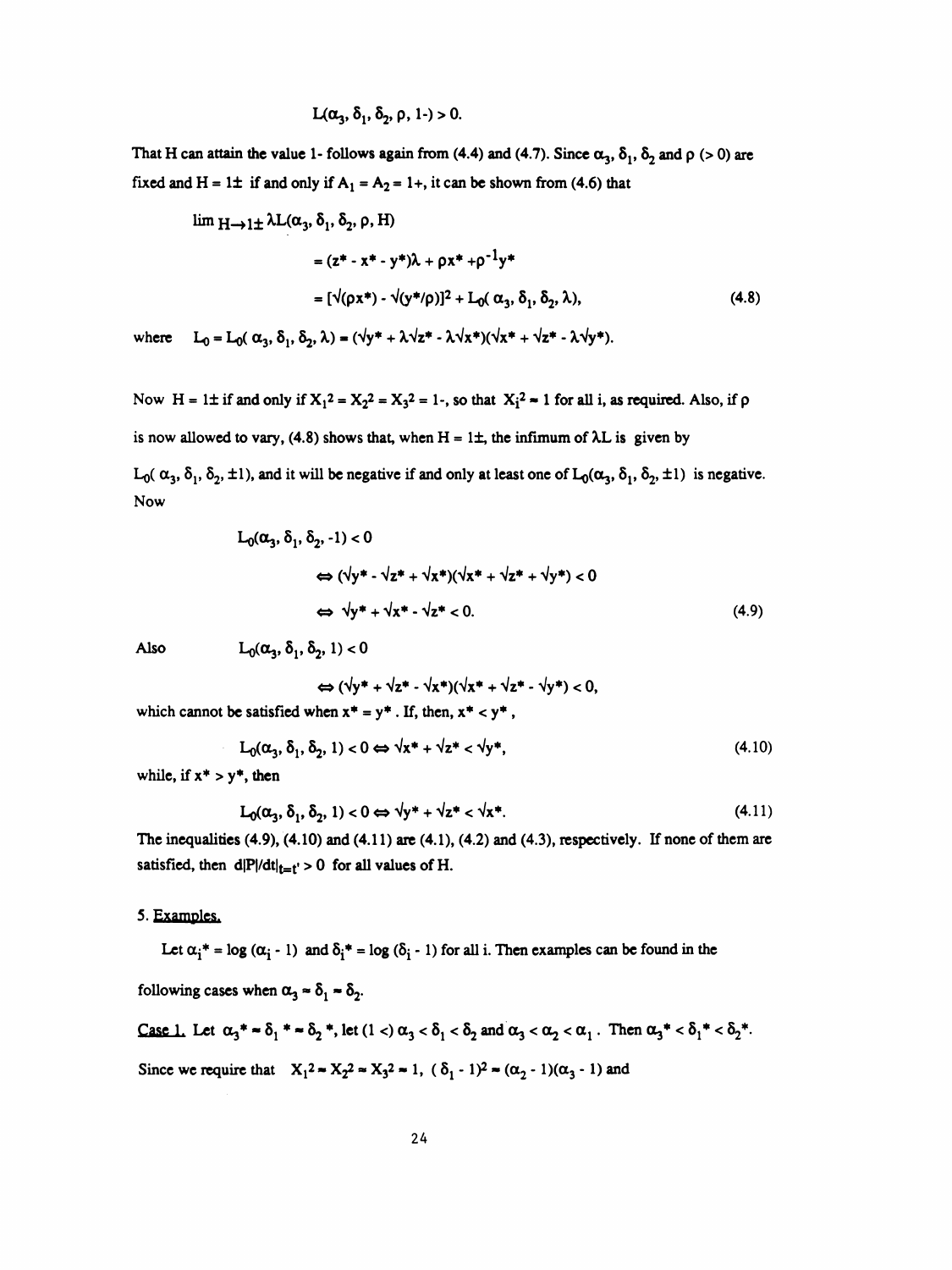$$L(\alpha_3, \delta_1, \delta_2, \rho, 1-) > 0.$$

That H can attain the value 1- follows again from (4.4) and (4.7). Since $\alpha_3$, $\delta_1$, $\delta_2$ and $\rho$ (> 0) are fixed and $H = 1\pm$ if and only if $A_1 = A_2 = 1+$, it can be shown from (4.6) that

$$\begin{aligned}
\lim_{H\to 1\pm} \lambda L(\alpha_3, \delta_1, \delta_2, \rho, H) \\
&= (z^* - x^* - y^*)\lambda + \rho x^* + \rho^{-1}y^* \\
&= [\sqrt{(\rho x^*)} - \sqrt{(y^*/\rho)}]^2 + L_0(\alpha_3, \delta_1, \delta_2, \lambda), \qquad (4.8)
\end{aligned}$$

where $L_0 = L_0(\alpha_3, \delta_1, \delta_2, \lambda) = (\sqrt{y^*} + \lambda\sqrt{z^*} - \lambda\sqrt{x^*})(\sqrt{x^*} + \sqrt{z^*} - \lambda\sqrt{y^*})$.

Now $H = 1\pm$ if and only if $X_1^2 = X_2^2 = X_3^2 = 1-$, so that $X_i^2 \approx 1$ for all i, as required. Also, if $\rho$ is now allowed to vary, (4.8) shows that, when $H = 1\pm$, the infimum of $\lambda L$ is given by $L_0(\alpha_3, \delta_1, \delta_2, \pm 1)$, and it will be negative if and only at least one of $L_0(\alpha_3, \delta_1, \delta_2, \pm 1)$ is negative. Now

$$\begin{aligned}
L_0(\alpha_3, \delta_1, \delta_2, -1) < 0 \\
&\Leftrightarrow (\sqrt{y^*} - \sqrt{z^*} + \sqrt{x^*})(\sqrt{x^*} + \sqrt{z^*} + \sqrt{y^*}) < 0 \\
&\Leftrightarrow \sqrt{y^*} + \sqrt{x^*} - \sqrt{z^*} < 0. \qquad (4.9)
\end{aligned}$$

Also $\quad L_0(\alpha_3, \delta_1, \delta_2, 1) < 0$

$$\Leftrightarrow (\sqrt{y^*} + \sqrt{z^*} - \sqrt{x^*})(\sqrt{x^*} + \sqrt{z^*} - \sqrt{y^*}) < 0,$$

which cannot be satisfied when $x^* = y^*$. If, then, $x^* < y^*$,

$$L_0(\alpha_3, \delta_1, \delta_2, 1) < 0 \Leftrightarrow \sqrt{x^*} + \sqrt{z^*} < \sqrt{y^*}, \qquad (4.10)$$

while, if $x^* > y^*$, then

$$L_0(\alpha_3, \delta_1, \delta_2, 1) < 0 \Leftrightarrow \sqrt{y^*} + \sqrt{z^*} < \sqrt{x^*}. \qquad (4.11)$$

The inequalities (4.9), (4.10) and (4.11) are (4.1), (4.2) and (4.3), respectively. If none of them are satisfied, then $d|P|/dt|_{t=t'} > 0$ for all values of H.

## 5. Examples.

Let $\alpha_i^* = \log(\alpha_i - 1)$ and $\delta_i^* = \log(\delta_i - 1)$ for all i. Then examples can be found in the following cases when $\alpha_3 \approx \delta_1 \approx \delta_2$.

Case 1. Let $\alpha_3^* \approx \delta_1^* \approx \delta_2^*$, let $(1 <) \alpha_3 < \delta_1 < \delta_2$ and $\alpha_3 < \alpha_2 < \alpha_1$. Then $\alpha_3^* < \delta_1^* < \delta_2^*$. Since we require that $X_1^2 \approx X_2^2 \approx X_3^2 \approx 1$, $(\delta_1 - 1)^2 \approx (\alpha_2 - 1)(\alpha_3 - 1)$ and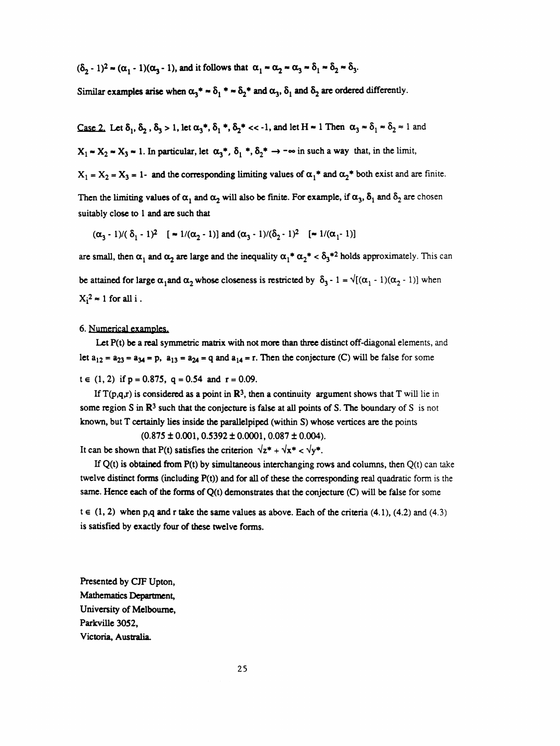$(\delta_2 - 1)^2 = (\alpha_1 - 1)(\alpha_3 - 1)$, and it follows that $\alpha_1 = \alpha_2 = \alpha_3 = \delta_1 = \delta_2 = \delta_3$.

Similar examples arise when $\alpha_3{}^* = \delta_1{}^* = \delta_2{}^*$ and $\alpha_3$, $\delta_1$ and $\delta_2$ are ordered differently.

Case 2. Let $\delta_1, \delta_2, \delta_3 > 1$, let $\alpha_3{}^*, \delta_1{}^*, \delta_2{}^* << -1$, and let $H = 1$ Then $\alpha_3 = \delta_1 = \delta_2 \approx 1$ and $X_1 = X_2 = X_3 = 1$. In particular, let $\alpha_3{}^*, \delta_1{}^*, \delta_2{}^* \rightarrow -\infty$ in such a way that, in the limit, $X_1 = X_2 = X_3 = 1-$ and the corresponding limiting values of $\alpha_1{}^*$ and $\alpha_2{}^*$ both exist and are finite. Then the limiting values of $\alpha_1$ and $\alpha_2$ will also be finite. For example, if $\alpha_3$, $\delta_1$ and $\delta_2$ are chosen suitably close to 1 and are such that

$$(\alpha_3 - 1)/(\delta_1 - 1)^2 \quad [= 1/(\alpha_2 - 1)] \text{ and } (\alpha_3 - 1)/(\delta_2 - 1)^2 \quad [= 1/(\alpha_1 - 1)]$$

are small, then $\alpha_1$ and $\alpha_2$ are large and the inequality $\alpha_1{}^* \alpha_2{}^* < \delta_3{}^{*2}$ holds approximately. This can be attained for large $\alpha_1$and $\alpha_2$ whose closeness is restricted by $\delta_3 - 1 = \sqrt{[(\alpha_1 - 1)(\alpha_2 - 1)]}$ when $X_i^2 = 1$ for all i .

## 6. Numerical examples.

Let P(t) be a real symmetric matrix with not more than three distinct off-diagonal elements, and let $a_{12} = a_{23} = a_{34} = p$, $a_{13} = a_{24} = q$ and $a_{14} = r$. Then the conjecture (C) will be false for some $t \in (1, 2)$ if $p = 0.875$, $q = 0.54$ and $r = 0.09$.

If T(p,q,r) is considered as a point in $\mathbf{R}^3$, then a continuity argument shows that T will lie in some region S in $\mathbf{R}^3$ such that the conjecture is false at all points of S. The boundary of S is not known, but T certainly lies inside the parallelpiped (within S) whose vertices are the points

$$(0.875 \pm 0.001, 0.5392 \pm 0.0001, 0.087 \pm 0.004).$$

It can be shown that P(t) satisfies the criterion $\sqrt{z^*} + \sqrt{x^*} < \sqrt{y^*}$.

If Q(t) is obtained from P(t) by simultaneous interchanging rows and columns, then Q(t) can take twelve distinct forms (including P(t)) and for all of these the corresponding real quadratic form is the same. Hence each of the forms of Q(t) demonstrates that the conjecture (C) will be false for some $t \in (1, 2)$ when p,q and r take the same values as above. Each of the criteria (4.1), (4.2) and (4.3) is satisfied by exactly four of these twelve forms.

Presented by CJF Upton,
Mathematics Department,
University of Melbourne,
Parkville 3052,
Victoria, Australia.